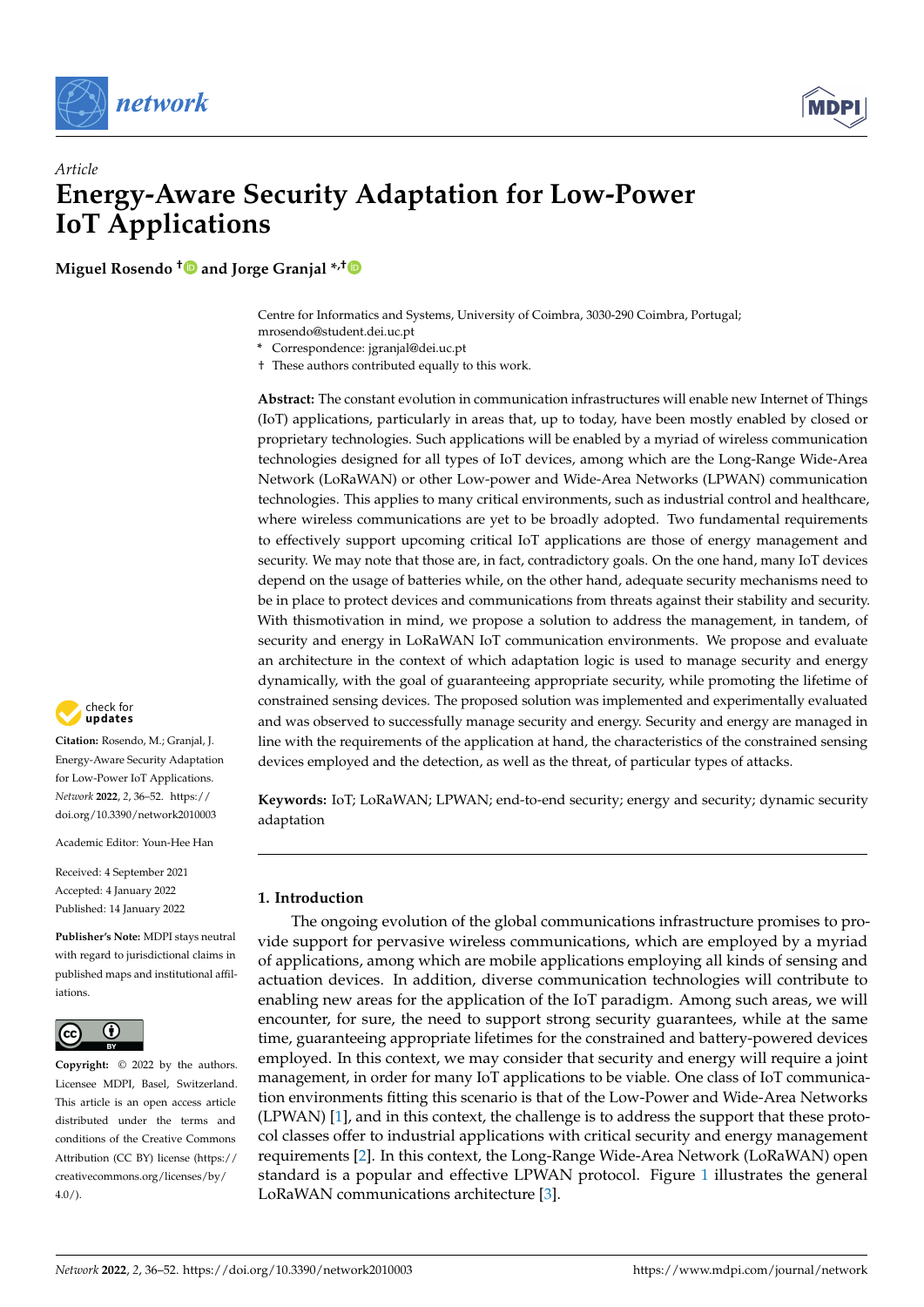*Article*

# Energy-Aware Security Adaptation for Low-Power IoT Applications

**Miguel Rosendo** [†] **and Jorge Granjal** [*,†]

Centre for Informatics and Systems, University of Coimbra, 3030-290 Coimbra, Portugal; mrosendo@student.dei.uc.pt

\* Correspondence: jgranjal@dei.uc.pt

† These authors contributed equally to this work.

**Abstract:** The constant evolution in communication infrastructures will enable new Internet of Things (IoT) applications, particularly in areas that, up to today, have been mostly enabled by closed or proprietary technologies. Such applications will be enabled by a myriad of wireless communication technologies designed for all types of IoT devices, among which are the Long-Range Wide-Area Network (LoRaWAN) or other Low-power and Wide-Area Networks (LPWAN) communication technologies. This applies to many critical environments, such as industrial control and healthcare, where wireless communications are yet to be broadly adopted. Two fundamental requirements to effectively support upcoming critical IoT applications are those of energy management and security. We may note that those are, in fact, contradictory goals. On the one hand, many IoT devices depend on the usage of batteries while, on the other hand, adequate security mechanisms need to be in place to protect devices and communications from threats against their stability and security. With thismotivation in mind, we propose a solution to address the management, in tandem, of security and energy in LoRaWAN IoT communication environments. We propose and evaluate an architecture in the context of which adaptation logic is used to manage security and energy dynamically, with the goal of guaranteeing appropriate security, while promoting the lifetime of constrained sensing devices. The proposed solution was implemented and experimentally evaluated and was observed to successfully manage security and energy. Security and energy are managed in line with the requirements of the application at hand, the characteristics of the constrained sensing devices employed and the detection, as well as the threat, of particular types of attacks.

**Keywords:** IoT; LoRaWAN; LPWAN; end-to-end security; energy and security; dynamic security adaptation

**Citation:** Rosendo, M.; Granjal, J. Energy-Aware Security Adaptation for Low-Power IoT Applications. *Network* **2022**, *2*, 36–52. https://doi.org/10.3390/network2010003

Academic Editor: Youn-Hee Han

Received: 4 September 2021
Accepted: 4 January 2022
Published: 14 January 2022

**Publisher's Note:** MDPI stays neutral with regard to jurisdictional claims in published maps and institutional affiliations.

**Copyright:** © 2022 by the authors. Licensee MDPI, Basel, Switzerland. This article is an open access article distributed under the terms and conditions of the Creative Commons Attribution (CC BY) license (https://creativecommons.org/licenses/by/4.0/).

## 1. Introduction

The ongoing evolution of the global communications infrastructure promises to provide support for pervasive wireless communications, which are employed by a myriad of applications, among which are mobile applications employing all kinds of sensing and actuation devices. In addition, diverse communication technologies will contribute to enabling new areas for the application of the IoT paradigm. Among such areas, we will encounter, for sure, the need to support strong security guarantees, while at the same time, guaranteeing appropriate lifetimes for the constrained and battery-powered devices employed. In this context, we may consider that security and energy will require a joint management, in order for many IoT applications to be viable. One class of IoT communication environments fitting this scenario is that of the Low-Power and Wide-Area Networks (LPWAN) [1], and in this context, the challenge is to address the support that these protocol classes offer to industrial applications with critical security and energy management requirements [2]. In this context, the Long-Range Wide-Area Network (LoRaWAN) open standard is a popular and effective LPWAN protocol. Figure 1 illustrates the general LoRaWAN communications architecture [3].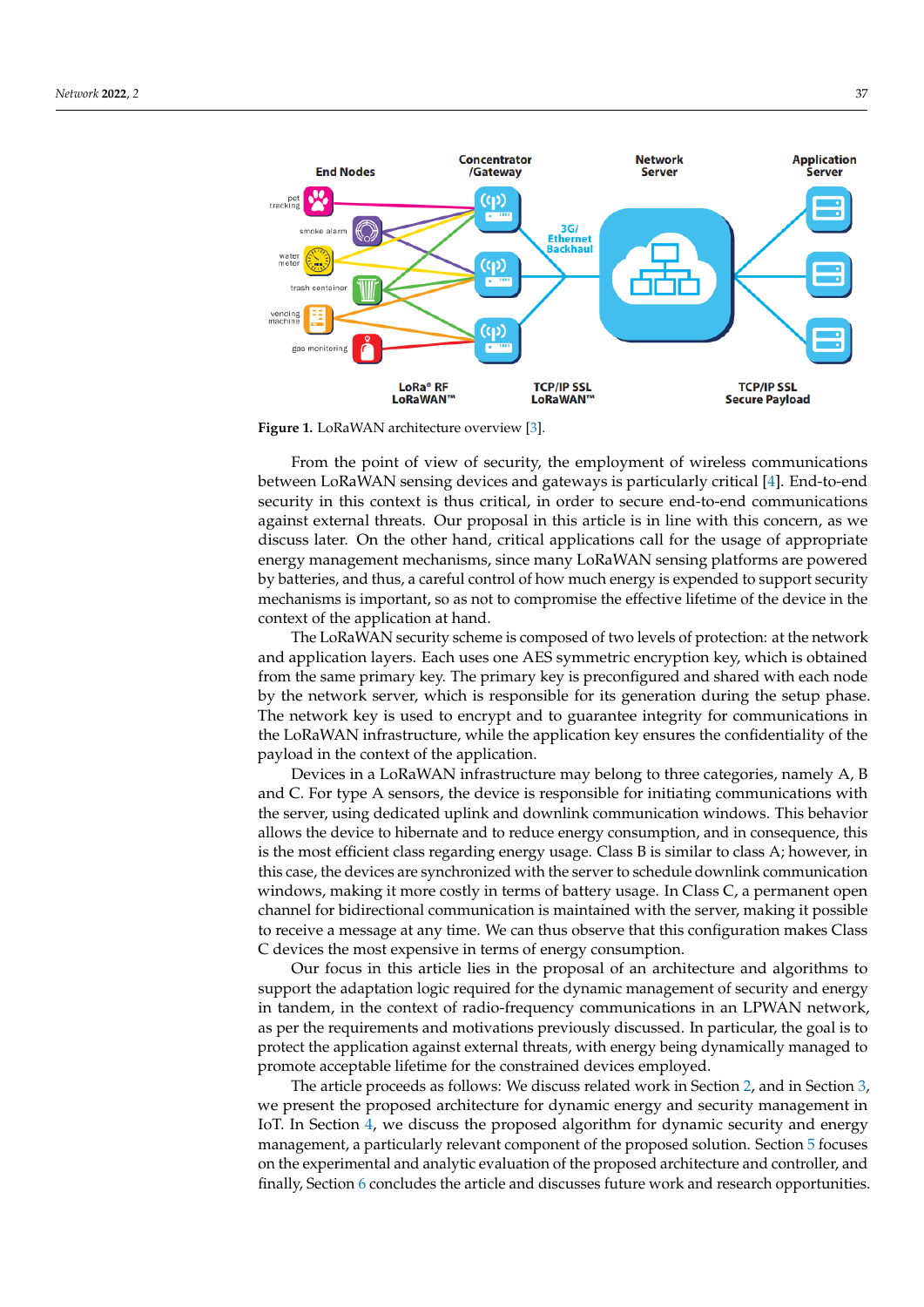**Figure 1.** LoRaWAN architecture overview [3].

From the point of view of security, the employment of wireless communications between LoRaWAN sensing devices and gateways is particularly critical [4]. End-to-end security in this context is thus critical, in order to secure end-to-end communications against external threats. Our proposal in this article is in line with this concern, as we discuss later. On the other hand, critical applications call for the usage of appropriate energy management mechanisms, since many LoRaWAN sensing platforms are powered by batteries, and thus, a careful control of how much energy is expended to support security mechanisms is important, so as not to compromise the effective lifetime of the device in the context of the application at hand.

The LoRaWAN security scheme is composed of two levels of protection: at the network and application layers. Each uses one AES symmetric encryption key, which is obtained from the same primary key. The primary key is preconfigured and shared with each node by the network server, which is responsible for its generation during the setup phase. The network key is used to encrypt and to guarantee integrity for communications in the LoRaWAN infrastructure, while the application key ensures the confidentiality of the payload in the context of the application.

Devices in a LoRaWAN infrastructure may belong to three categories, namely A, B and C. For type A sensors, the device is responsible for initiating communications with the server, using dedicated uplink and downlink communication windows. This behavior allows the device to hibernate and to reduce energy consumption, and in consequence, this is the most efficient class regarding energy usage. Class B is similar to class A; however, in this case, the devices are synchronized with the server to schedule downlink communication windows, making it more costly in terms of battery usage. In Class C, a permanent open channel for bidirectional communication is maintained with the server, making it possible to receive a message at any time. We can thus observe that this configuration makes Class C devices the most expensive in terms of energy consumption.

Our focus in this article lies in the proposal of an architecture and algorithms to support the adaptation logic required for the dynamic management of security and energy in tandem, in the context of radio-frequency communications in an LPWAN network, as per the requirements and motivations previously discussed. In particular, the goal is to protect the application against external threats, with energy being dynamically managed to promote acceptable lifetime for the constrained devices employed.

The article proceeds as follows: We discuss related work in Section 2, and in Section 3, we present the proposed architecture for dynamic energy and security management in IoT. In Section 4, we discuss the proposed algorithm for dynamic security and energy management, a particularly relevant component of the proposed solution. Section 5 focuses on the experimental and analytic evaluation of the proposed architecture and controller, and finally, Section 6 concludes the article and discusses future work and research opportunities.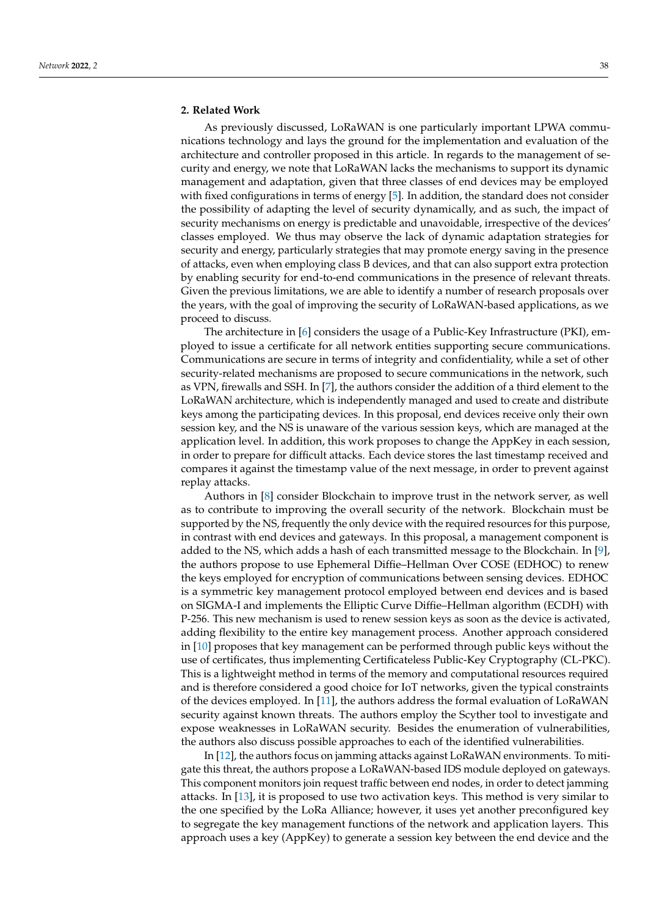## 2. Related Work

As previously discussed, LoRaWAN is one particularly important LPWA communications technology and lays the ground for the implementation and evaluation of the architecture and controller proposed in this article. In regards to the management of security and energy, we note that LoRaWAN lacks the mechanisms to support its dynamic management and adaptation, given that three classes of end devices may be employed with fixed configurations in terms of energy [5]. In addition, the standard does not consider the possibility of adapting the level of security dynamically, and as such, the impact of security mechanisms on energy is predictable and unavoidable, irrespective of the devices' classes employed. We thus may observe the lack of dynamic adaptation strategies for security and energy, particularly strategies that may promote energy saving in the presence of attacks, even when employing class B devices, and that can also support extra protection by enabling security for end-to-end communications in the presence of relevant threats. Given the previous limitations, we are able to identify a number of research proposals over the years, with the goal of improving the security of LoRaWAN-based applications, as we proceed to discuss.

The architecture in [6] considers the usage of a Public-Key Infrastructure (PKI), employed to issue a certificate for all network entities supporting secure communications. Communications are secure in terms of integrity and confidentiality, while a set of other security-related mechanisms are proposed to secure communications in the network, such as VPN, firewalls and SSH. In [7], the authors consider the addition of a third element to the LoRaWAN architecture, which is independently managed and used to create and distribute keys among the participating devices. In this proposal, end devices receive only their own session key, and the NS is unaware of the various session keys, which are managed at the application level. In addition, this work proposes to change the AppKey in each session, in order to prepare for difficult attacks. Each device stores the last timestamp received and compares it against the timestamp value of the next message, in order to prevent against replay attacks.

Authors in [8] consider Blockchain to improve trust in the network server, as well as to contribute to improving the overall security of the network. Blockchain must be supported by the NS, frequently the only device with the required resources for this purpose, in contrast with end devices and gateways. In this proposal, a management component is added to the NS, which adds a hash of each transmitted message to the Blockchain. In [9], the authors propose to use Ephemeral Diffie–Hellman Over COSE (EDHOC) to renew the keys employed for encryption of communications between sensing devices. EDHOC is a symmetric key management protocol employed between end devices and is based on SIGMA-I and implements the Elliptic Curve Diffie–Hellman algorithm (ECDH) with P-256. This new mechanism is used to renew session keys as soon as the device is activated, adding flexibility to the entire key management process. Another approach considered in [10] proposes that key management can be performed through public keys without the use of certificates, thus implementing Certificateless Public-Key Cryptography (CL-PKC). This is a lightweight method in terms of the memory and computational resources required and is therefore considered a good choice for IoT networks, given the typical constraints of the devices employed. In [11], the authors address the formal evaluation of LoRaWAN security against known threats. The authors employ the Scyther tool to investigate and expose weaknesses in LoRaWAN security. Besides the enumeration of vulnerabilities, the authors also discuss possible approaches to each of the identified vulnerabilities.

In [12], the authors focus on jamming attacks against LoRaWAN environments. To mitigate this threat, the authors propose a LoRaWAN-based IDS module deployed on gateways. This component monitors join request traffic between end nodes, in order to detect jamming attacks. In [13], it is proposed to use two activation keys. This method is very similar to the one specified by the LoRa Alliance; however, it uses yet another preconfigured key to segregate the key management functions of the network and application layers. This approach uses a key (AppKey) to generate a session key between the end device and the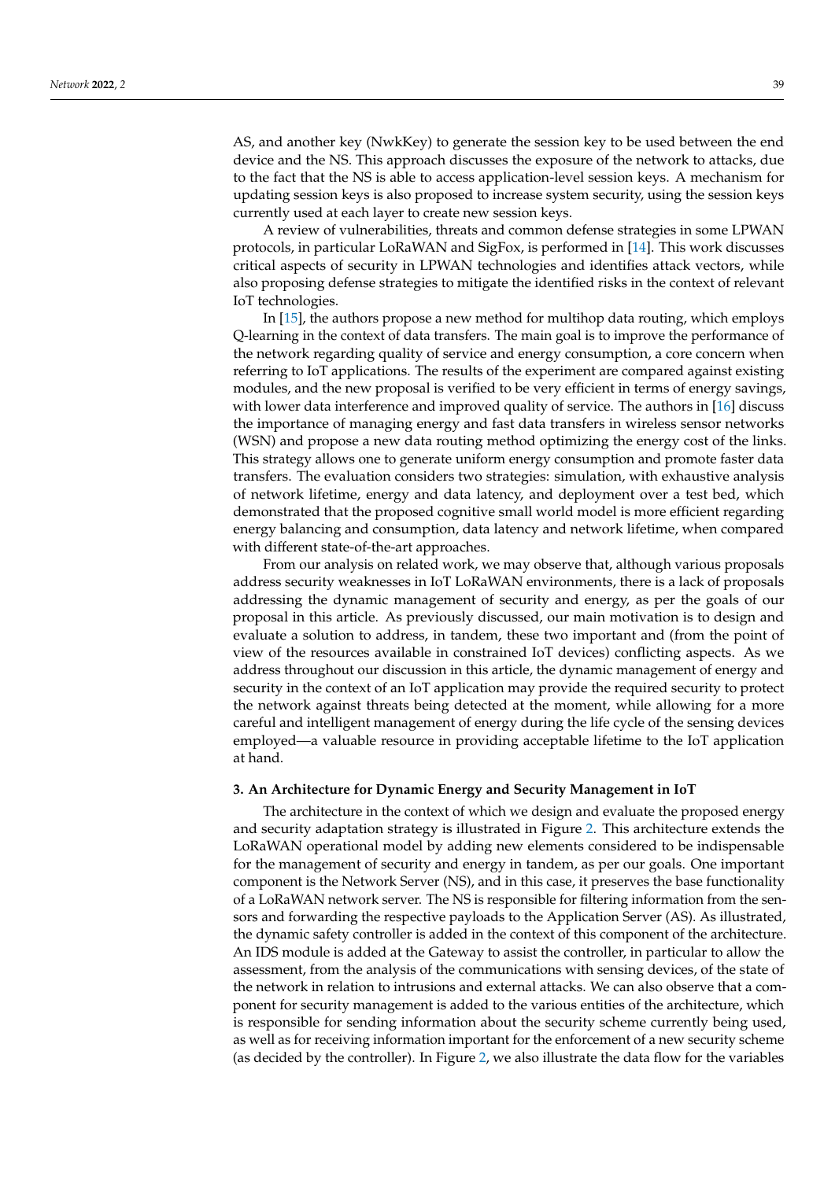AS, and another key (NwkKey) to generate the session key to be used between the end device and the NS. This approach discusses the exposure of the network to attacks, due to the fact that the NS is able to access application-level session keys. A mechanism for updating session keys is also proposed to increase system security, using the session keys currently used at each layer to create new session keys.

A review of vulnerabilities, threats and common defense strategies in some LPWAN protocols, in particular LoRaWAN and SigFox, is performed in [14]. This work discusses critical aspects of security in LPWAN technologies and identifies attack vectors, while also proposing defense strategies to mitigate the identified risks in the context of relevant IoT technologies.

In [15], the authors propose a new method for multihop data routing, which employs Q-learning in the context of data transfers. The main goal is to improve the performance of the network regarding quality of service and energy consumption, a core concern when referring to IoT applications. The results of the experiment are compared against existing modules, and the new proposal is verified to be very efficient in terms of energy savings, with lower data interference and improved quality of service. The authors in [16] discuss the importance of managing energy and fast data transfers in wireless sensor networks (WSN) and propose a new data routing method optimizing the energy cost of the links. This strategy allows one to generate uniform energy consumption and promote faster data transfers. The evaluation considers two strategies: simulation, with exhaustive analysis of network lifetime, energy and data latency, and deployment over a test bed, which demonstrated that the proposed cognitive small world model is more efficient regarding energy balancing and consumption, data latency and network lifetime, when compared with different state-of-the-art approaches.

From our analysis on related work, we may observe that, although various proposals address security weaknesses in IoT LoRaWAN environments, there is a lack of proposals addressing the dynamic management of security and energy, as per the goals of our proposal in this article. As previously discussed, our main motivation is to design and evaluate a solution to address, in tandem, these two important and (from the point of view of the resources available in constrained IoT devices) conflicting aspects. As we address throughout our discussion in this article, the dynamic management of energy and security in the context of an IoT application may provide the required security to protect the network against threats being detected at the moment, while allowing for a more careful and intelligent management of energy during the life cycle of the sensing devices employed—a valuable resource in providing acceptable lifetime to the IoT application at hand.

## 3. An Architecture for Dynamic Energy and Security Management in IoT

The architecture in the context of which we design and evaluate the proposed energy and security adaptation strategy is illustrated in Figure 2. This architecture extends the LoRaWAN operational model by adding new elements considered to be indispensable for the management of security and energy in tandem, as per our goals. One important component is the Network Server (NS), and in this case, it preserves the base functionality of a LoRaWAN network server. The NS is responsible for filtering information from the sensors and forwarding the respective payloads to the Application Server (AS). As illustrated, the dynamic safety controller is added in the context of this component of the architecture. An IDS module is added at the Gateway to assist the controller, in particular to allow the assessment, from the analysis of the communications with sensing devices, of the state of the network in relation to intrusions and external attacks. We can also observe that a component for security management is added to the various entities of the architecture, which is responsible for sending information about the security scheme currently being used, as well as for receiving information important for the enforcement of a new security scheme (as decided by the controller). In Figure 2, we also illustrate the data flow for the variables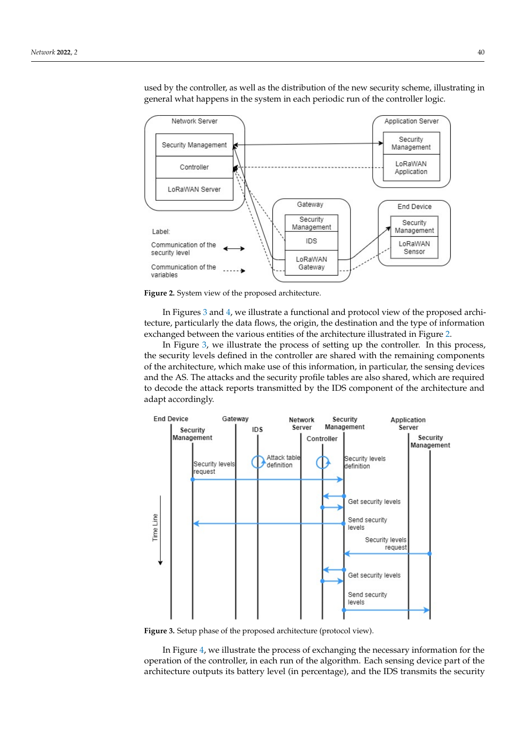used by the controller, as well as the distribution of the new security scheme, illustrating in general what happens in the system in each periodic run of the controller logic.

**Figure 2.** System view of the proposed architecture.

In Figures 3 and 4, we illustrate a functional and protocol view of the proposed architecture, particularly the data flows, the origin, the destination and the type of information exchanged between the various entities of the architecture illustrated in Figure 2.

In Figure 3, we illustrate the process of setting up the controller. In this process, the security levels defined in the controller are shared with the remaining components of the architecture, which make use of this information, in particular, the sensing devices and the AS. The attacks and the security profile tables are also shared, which are required to decode the attack reports transmitted by the IDS component of the architecture and adapt accordingly.

**Figure 3.** Setup phase of the proposed architecture (protocol view).

In Figure 4, we illustrate the process of exchanging the necessary information for the operation of the controller, in each run of the algorithm. Each sensing device part of the architecture outputs its battery level (in percentage), and the IDS transmits the security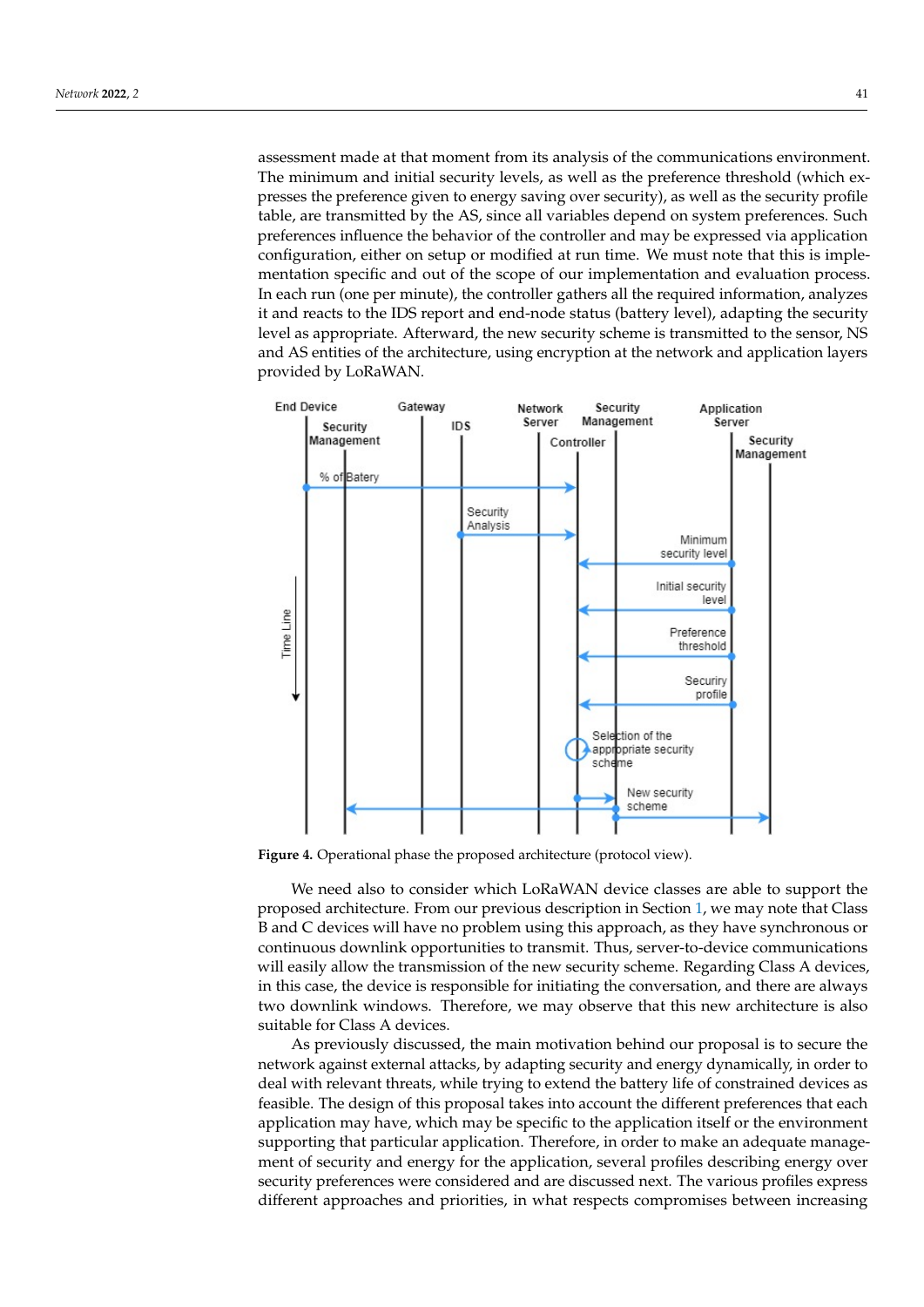assessment made at that moment from its analysis of the communications environment. The minimum and initial security levels, as well as the preference threshold (which expresses the preference given to energy saving over security), as well as the security profile table, are transmitted by the AS, since all variables depend on system preferences. Such preferences influence the behavior of the controller and may be expressed via application configuration, either on setup or modified at run time. We must note that this is implementation specific and out of the scope of our implementation and evaluation process. In each run (one per minute), the controller gathers all the required information, analyzes it and reacts to the IDS report and end-node status (battery level), adapting the security level as appropriate. Afterward, the new security scheme is transmitted to the sensor, NS and AS entities of the architecture, using encryption at the network and application layers provided by LoRaWAN.

**Figure 4.** Operational phase the proposed architecture (protocol view).

We need also to consider which LoRaWAN device classes are able to support the proposed architecture. From our previous description in Section 1, we may note that Class B and C devices will have no problem using this approach, as they have synchronous or continuous downlink opportunities to transmit. Thus, server-to-device communications will easily allow the transmission of the new security scheme. Regarding Class A devices, in this case, the device is responsible for initiating the conversation, and there are always two downlink windows. Therefore, we may observe that this new architecture is also suitable for Class A devices.

As previously discussed, the main motivation behind our proposal is to secure the network against external attacks, by adapting security and energy dynamically, in order to deal with relevant threats, while trying to extend the battery life of constrained devices as feasible. The design of this proposal takes into account the different preferences that each application may have, which may be specific to the application itself or the environment supporting that particular application. Therefore, in order to make an adequate management of security and energy for the application, several profiles describing energy over security preferences were considered and are discussed next. The various profiles express different approaches and priorities, in what respects compromises between increasing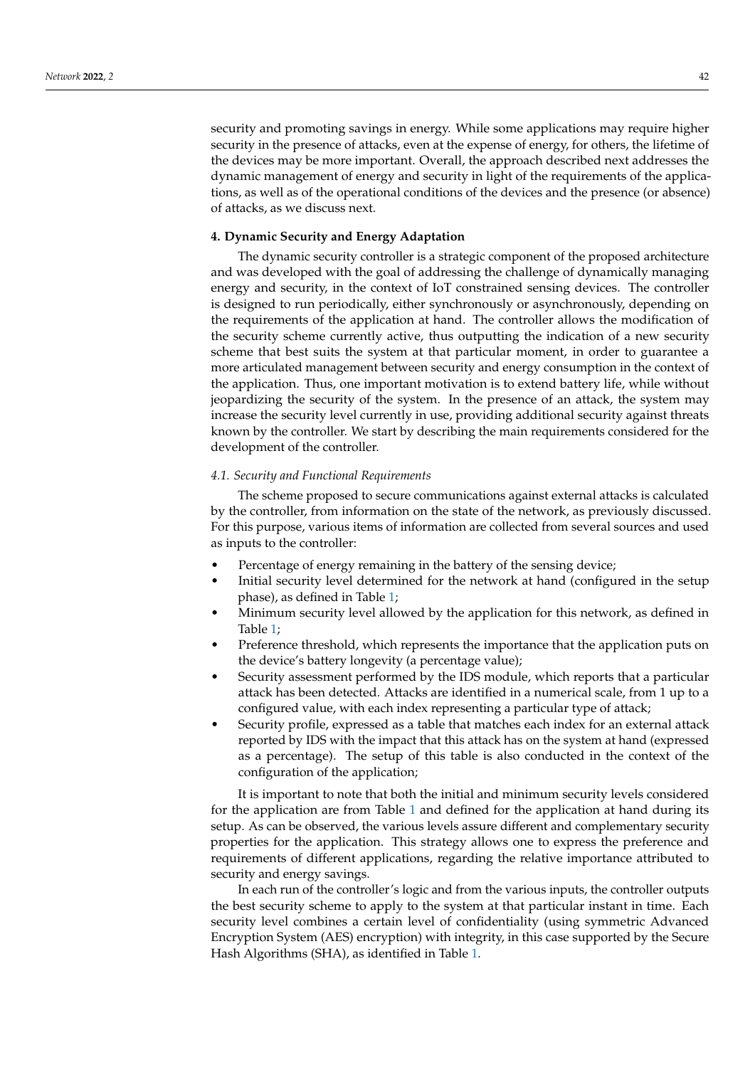security and promoting savings in energy. While some applications may require higher security in the presence of attacks, even at the expense of energy, for others, the lifetime of the devices may be more important. Overall, the approach described next addresses the dynamic management of energy and security in light of the requirements of the applications, as well as of the operational conditions of the devices and the presence (or absence) of attacks, as we discuss next.

## 4. Dynamic Security and Energy Adaptation

The dynamic security controller is a strategic component of the proposed architecture and was developed with the goal of addressing the challenge of dynamically managing energy and security, in the context of IoT constrained sensing devices. The controller is designed to run periodically, either synchronously or asynchronously, depending on the requirements of the application at hand. The controller allows the modification of the security scheme currently active, thus outputting the indication of a new security scheme that best suits the system at that particular moment, in order to guarantee a more articulated management between security and energy consumption in the context of the application. Thus, one important motivation is to extend battery life, while without jeopardizing the security of the system. In the presence of an attack, the system may increase the security level currently in use, providing additional security against threats known by the controller. We start by describing the main requirements considered for the development of the controller.

### *4.1. Security and Functional Requirements*

The scheme proposed to secure communications against external attacks is calculated by the controller, from information on the state of the network, as previously discussed. For this purpose, various items of information are collected from several sources and used as inputs to the controller:

- Percentage of energy remaining in the battery of the sensing device;
- Initial security level determined for the network at hand (configured in the setup phase), as defined in Table 1;
- Minimum security level allowed by the application for this network, as defined in Table 1;
- Preference threshold, which represents the importance that the application puts on the device's battery longevity (a percentage value);
- Security assessment performed by the IDS module, which reports that a particular attack has been detected. Attacks are identified in a numerical scale, from 1 up to a configured value, with each index representing a particular type of attack;
- Security profile, expressed as a table that matches each index for an external attack reported by IDS with the impact that this attack has on the system at hand (expressed as a percentage). The setup of this table is also conducted in the context of the configuration of the application;

It is important to note that both the initial and minimum security levels considered for the application are from Table 1 and defined for the application at hand during its setup. As can be observed, the various levels assure different and complementary security properties for the application. This strategy allows one to express the preference and requirements of different applications, regarding the relative importance attributed to security and energy savings.

In each run of the controller's logic and from the various inputs, the controller outputs the best security scheme to apply to the system at that particular instant in time. Each security level combines a certain level of confidentiality (using symmetric Advanced Encryption System (AES) encryption) with integrity, in this case supported by the Secure Hash Algorithms (SHA), as identified in Table 1.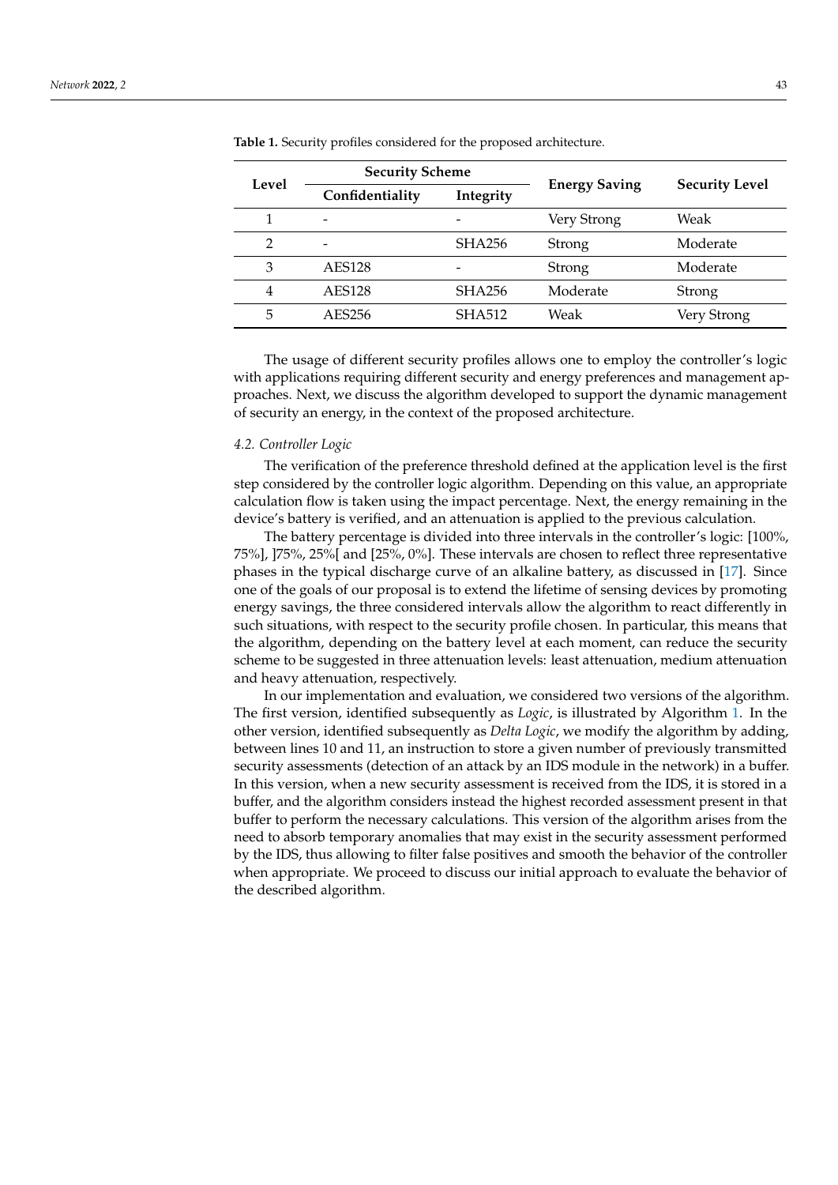**Table 1.** Security profiles considered for the proposed architecture.

| Level | Security Scheme | | Energy Saving | Security Level |
|---|---|---|---|---|
| | Confidentiality | Integrity | | |
| 1 | - | - | Very Strong | Weak |
| 2 | - | SHA256 | Strong | Moderate |
| 3 | AES128 | - | Strong | Moderate |
| 4 | AES128 | SHA256 | Moderate | Strong |
| 5 | AES256 | SHA512 | Weak | Very Strong |

The usage of different security profiles allows one to employ the controller's logic with applications requiring different security and energy preferences and management approaches. Next, we discuss the algorithm developed to support the dynamic management of security an energy, in the context of the proposed architecture.

### 4.2. Controller Logic

The verification of the preference threshold defined at the application level is the first step considered by the controller logic algorithm. Depending on this value, an appropriate calculation flow is taken using the impact percentage. Next, the energy remaining in the device's battery is verified, and an attenuation is applied to the previous calculation.

The battery percentage is divided into three intervals in the controller's logic: [100%, 75%], ]75%, 25%[ and [25%, 0%]. These intervals are chosen to reflect three representative phases in the typical discharge curve of an alkaline battery, as discussed in [17]. Since one of the goals of our proposal is to extend the lifetime of sensing devices by promoting energy savings, the three considered intervals allow the algorithm to react differently in such situations, with respect to the security profile chosen. In particular, this means that the algorithm, depending on the battery level at each moment, can reduce the security scheme to be suggested in three attenuation levels: least attenuation, medium attenuation and heavy attenuation, respectively.

In our implementation and evaluation, we considered two versions of the algorithm. The first version, identified subsequently as *Logic*, is illustrated by Algorithm 1. In the other version, identified subsequently as *Delta Logic*, we modify the algorithm by adding, between lines 10 and 11, an instruction to store a given number of previously transmitted security assessments (detection of an attack by an IDS module in the network) in a buffer. In this version, when a new security assessment is received from the IDS, it is stored in a buffer, and the algorithm considers instead the highest recorded assessment present in that buffer to perform the necessary calculations. This version of the algorithm arises from the need to absorb temporary anomalies that may exist in the security assessment performed by the IDS, thus allowing to filter false positives and smooth the behavior of the controller when appropriate. We proceed to discuss our initial approach to evaluate the behavior of the described algorithm.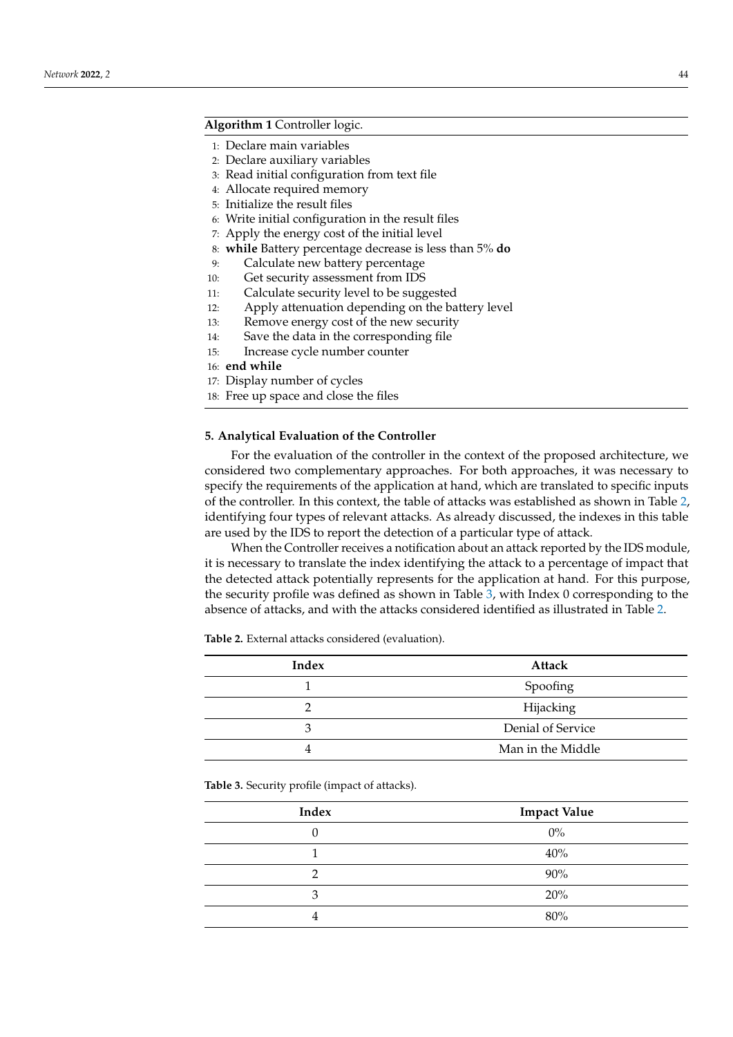**Algorithm 1** Controller logic.

1: Declare main variables
2: Declare auxiliary variables
3: Read initial configuration from text file
4: Allocate required memory
5: Initialize the result files
6: Write initial configuration in the result files
7: Apply the energy cost of the initial level
8: **while** Battery percentage decrease is less than 5% **do**
9: Calculate new battery percentage
10: Get security assessment from IDS
11: Calculate security level to be suggested
12: Apply attenuation depending on the battery level
13: Remove energy cost of the new security
14: Save the data in the corresponding file
15: Increase cycle number counter
16: **end while**
17: Display number of cycles
18: Free up space and close the files

## 5. Analytical Evaluation of the Controller

For the evaluation of the controller in the context of the proposed architecture, we considered two complementary approaches. For both approaches, it was necessary to specify the requirements of the application at hand, which are translated to specific inputs of the controller. In this context, the table of attacks was established as shown in Table 2, identifying four types of relevant attacks. As already discussed, the indexes in this table are used by the IDS to report the detection of a particular type of attack.

When the Controller receives a notification about an attack reported by the IDS module, it is necessary to translate the index identifying the attack to a percentage of impact that the detected attack potentially represents for the application at hand. For this purpose, the security profile was defined as shown in Table 3, with Index 0 corresponding to the absence of attacks, and with the attacks considered identified as illustrated in Table 2.

**Table 2.** External attacks considered (evaluation).

| Index | Attack |
|---|---|
| 1 | Spoofing |
| 2 | Hijacking |
| 3 | Denial of Service |
| 4 | Man in the Middle |

**Table 3.** Security profile (impact of attacks).

| Index | Impact Value |
|---|---|
| 0 | 0% |
| 1 | 40% |
| 2 | 90% |
| 3 | 20% |
| 4 | 80% |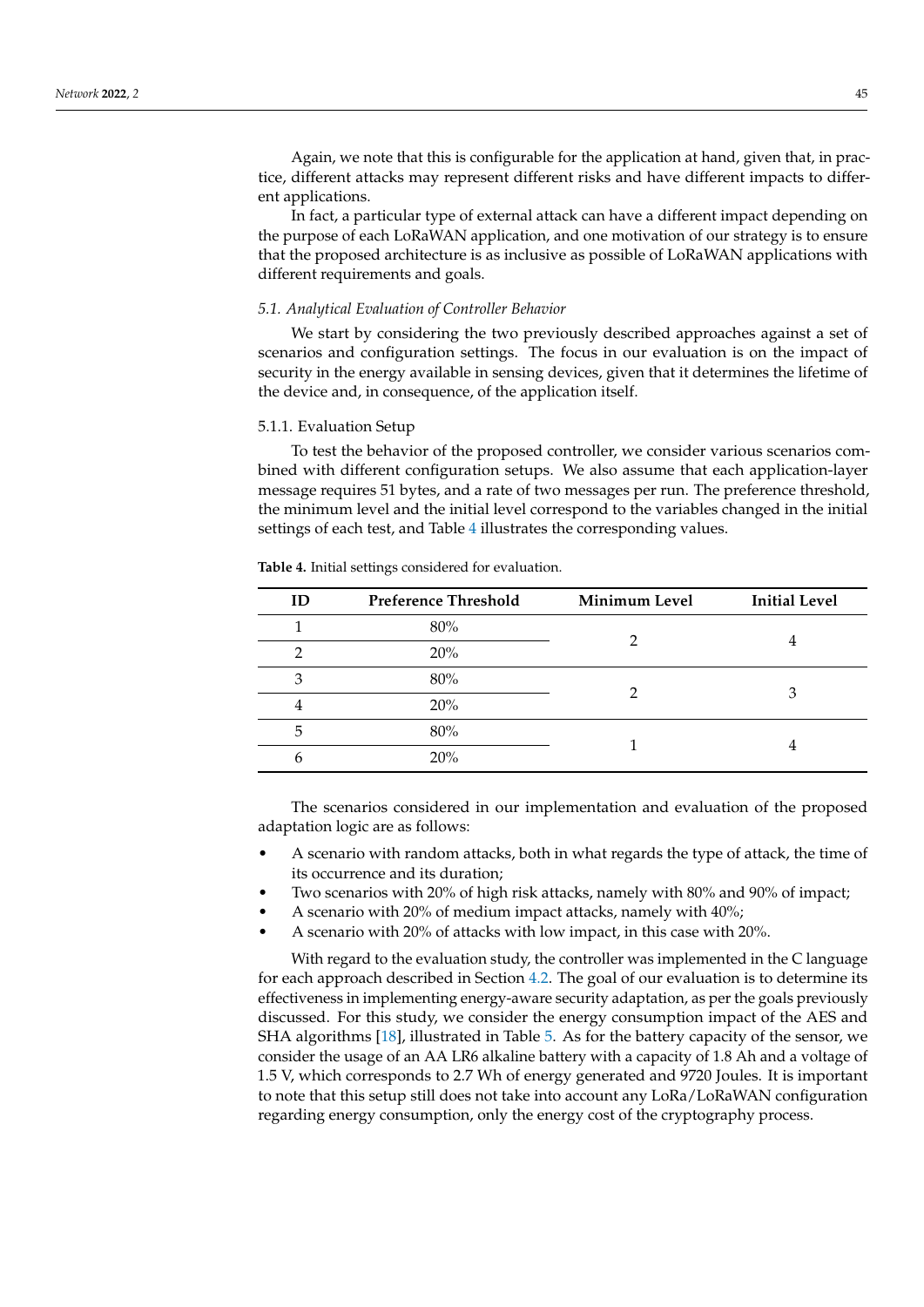Again, we note that this is configurable for the application at hand, given that, in practice, different attacks may represent different risks and have different impacts to different applications.

In fact, a particular type of external attack can have a different impact depending on the purpose of each LoRaWAN application, and one motivation of our strategy is to ensure that the proposed architecture is as inclusive as possible of LoRaWAN applications with different requirements and goals.

### *5.1. Analytical Evaluation of Controller Behavior*

We start by considering the two previously described approaches against a set of scenarios and configuration settings. The focus in our evaluation is on the impact of security in the energy available in sensing devices, given that it determines the lifetime of the device and, in consequence, of the application itself.

#### 5.1.1. Evaluation Setup

To test the behavior of the proposed controller, we consider various scenarios combined with different configuration setups. We also assume that each application-layer message requires 51 bytes, and a rate of two messages per run. The preference threshold, the minimum level and the initial level correspond to the variables changed in the initial settings of each test, and Table 4 illustrates the corresponding values.

**Table 4.** Initial settings considered for evaluation.

| ID | Preference Threshold | Minimum Level | Initial Level |
|---|---|---|---|
| 1 | 80% | 2 | 4 |
| 2 | 20% | | |
| 3 | 80% | 2 | 3 |
| 4 | 20% | | |
| 5 | 80% | 1 | 4 |
| 6 | 20% | | |

The scenarios considered in our implementation and evaluation of the proposed adaptation logic are as follows:

- A scenario with random attacks, both in what regards the type of attack, the time of its occurrence and its duration;
- Two scenarios with 20% of high risk attacks, namely with 80% and 90% of impact;
- A scenario with 20% of medium impact attacks, namely with 40%;
- A scenario with 20% of attacks with low impact, in this case with 20%.

With regard to the evaluation study, the controller was implemented in the C language for each approach described in Section 4.2. The goal of our evaluation is to determine its effectiveness in implementing energy-aware security adaptation, as per the goals previously discussed. For this study, we consider the energy consumption impact of the AES and SHA algorithms [18], illustrated in Table 5. As for the battery capacity of the sensor, we consider the usage of an AA LR6 alkaline battery with a capacity of 1.8 Ah and a voltage of 1.5 V, which corresponds to 2.7 Wh of energy generated and 9720 Joules. It is important to note that this setup still does not take into account any LoRa/LoRaWAN configuration regarding energy consumption, only the energy cost of the cryptography process.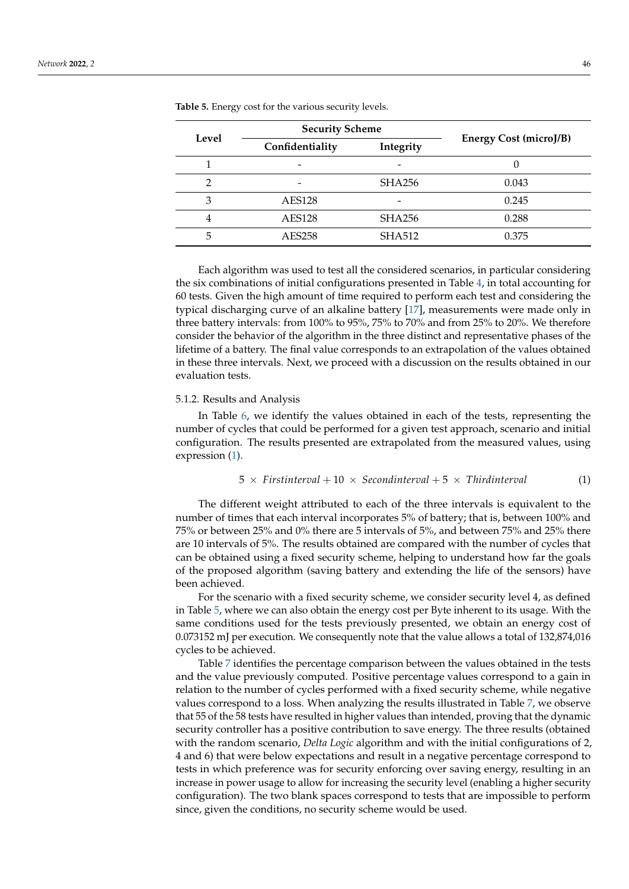**Table 5.** Energy cost for the various security levels.

| Level | Security Scheme | | Energy Cost (microJ/B) |
|---|---|---|---|
| | Confidentiality | Integrity | |
| 1 | - | - | 0 |
| 2 | - | SHA256 | 0.043 |
| 3 | AES128 | - | 0.245 |
| 4 | AES128 | SHA256 | 0.288 |
| 5 | AES258 | SHA512 | 0.375 |

Each algorithm was used to test all the considered scenarios, in particular considering the six combinations of initial configurations presented in Table 4, in total accounting for 60 tests. Given the high amount of time required to perform each test and considering the typical discharging curve of an alkaline battery [17], measurements were made only in three battery intervals: from 100% to 95%, 75% to 70% and from 25% to 20%. We therefore consider the behavior of the algorithm in the three distinct and representative phases of the lifetime of a battery. The final value corresponds to an extrapolation of the values obtained in these three intervals. Next, we proceed with a discussion on the results obtained in our evaluation tests.

5.1.2. Results and Analysis

In Table 6, we identify the values obtained in each of the tests, representing the number of cycles that could be performed for a given test approach, scenario and initial configuration. The results presented are extrapolated from the measured values, using expression (1).

$$5 \times Firstinterval + 10 \times Secondinterval + 5 \times Thirdinterval \quad (1)$$

The different weight attributed to each of the three intervals is equivalent to the number of times that each interval incorporates 5% of battery; that is, between 100% and 75% or between 25% and 0% there are 5 intervals of 5%, and between 75% and 25% there are 10 intervals of 5%. The results obtained are compared with the number of cycles that can be obtained using a fixed security scheme, helping to understand how far the goals of the proposed algorithm (saving battery and extending the life of the sensors) have been achieved.

For the scenario with a fixed security scheme, we consider security level 4, as defined in Table 5, where we can also obtain the energy cost per Byte inherent to its usage. With the same conditions used for the tests previously presented, we obtain an energy cost of 0.073152 mJ per execution. We consequently note that the value allows a total of 132,874,016 cycles to be achieved.

Table 7 identifies the percentage comparison between the values obtained in the tests and the value previously computed. Positive percentage values correspond to a gain in relation to the number of cycles performed with a fixed security scheme, while negative values correspond to a loss. When analyzing the results illustrated in Table 7, we observe that 55 of the 58 tests have resulted in higher values than intended, proving that the dynamic security controller has a positive contribution to save energy. The three results (obtained with the random scenario, *Delta Logic* algorithm and with the initial configurations of 2, 4 and 6) that were below expectations and result in a negative percentage correspond to tests in which preference was for security enforcing over saving energy, resulting in an increase in power usage to allow for increasing the security level (enabling a higher security configuration). The two blank spaces correspond to tests that are impossible to perform since, given the conditions, no security scheme would be used.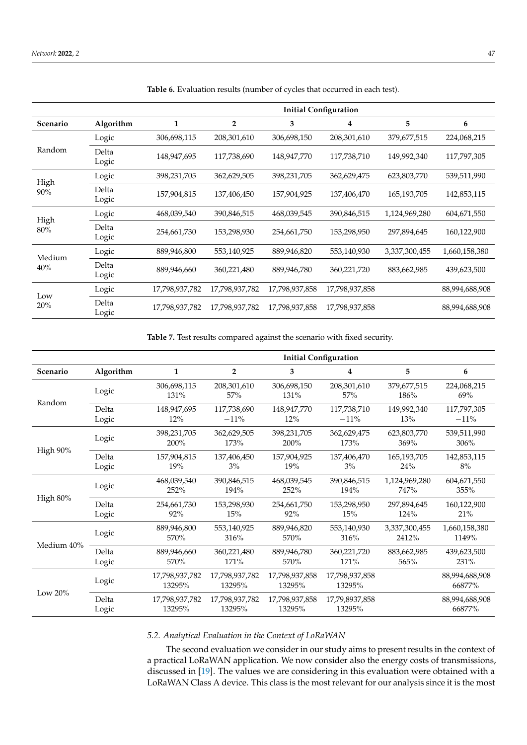**Table 6.** Evaluation results (number of cycles that occurred in each test).

| | | Initial Configuration | | | | | |
|---|---|---|---|---|---|---|---|
| **Scenario** | **Algorithm** | **1** | **2** | **3** | **4** | **5** | **6** |
| Random | Logic | 306,698,115 | 208,301,610 | 306,698,150 | 208,301,610 | 379,677,515 | 224,068,215 |
| | Delta Logic | 148,947,695 | 117,738,690 | 148,947,770 | 117,738,710 | 149,992,340 | 117,797,305 |
| High 90% | Logic | 398,231,705 | 362,629,505 | 398,231,705 | 362,629,475 | 623,803,770 | 539,511,990 |
| | Delta Logic | 157,904,815 | 137,406,450 | 157,904,925 | 137,406,470 | 165,193,705 | 142,853,115 |
| High 80% | Logic | 468,039,540 | 390,846,515 | 468,039,545 | 390,846,515 | 1,124,969,280 | 604,671,550 |
| | Delta Logic | 254,661,730 | 153,298,930 | 254,661,750 | 153,298,950 | 297,894,645 | 160,122,900 |
| Medium 40% | Logic | 889,946,800 | 553,140,925 | 889,946,820 | 553,140,930 | 3,337,300,455 | 1,660,158,380 |
| | Delta Logic | 889,946,660 | 360,221,480 | 889,946,780 | 360,221,720 | 883,662,985 | 439,623,500 |
| Low 20% | Logic | 17,798,937,782 | 17,798,937,782 | 17,798,937,858 | 17,798,937,858 | | 88,994,688,908 |
| | Delta Logic | 17,798,937,782 | 17,798,937,782 | 17,798,937,858 | 17,798,937,858 | | 88,994,688,908 |

**Table 7.** Test results compared against the scenario with fixed security.

| | | Initial Configuration | | | | | |
|---|---|---|---|---|---|---|---|
| **Scenario** | **Algorithm** | **1** | **2** | **3** | **4** | **5** | **6** |
| Random | Logic | 306,698,115 131% | 208,301,610 57% | 306,698,150 131% | 208,301,610 57% | 379,677,515 186% | 224,068,215 69% |
| | Delta Logic | 148,947,695 12% | 117,738,690 −11% | 148,947,770 12% | 117,738,710 −11% | 149,992,340 13% | 117,797,305 −11% |
| High 90% | Logic | 398,231,705 200% | 362,629,505 173% | 398,231,705 200% | 362,629,475 173% | 623,803,770 369% | 539,511,990 306% |
| | Delta Logic | 157,904,815 19% | 137,406,450 3% | 157,904,925 19% | 137,406,470 3% | 165,193,705 24% | 142,853,115 8% |
| High 80% | Logic | 468,039,540 252% | 390,846,515 194% | 468,039,545 252% | 390,846,515 194% | 1,124,969,280 747% | 604,671,550 355% |
| | Delta Logic | 254,661,730 92% | 153,298,930 15% | 254,661,750 92% | 153,298,950 15% | 297,894,645 124% | 160,122,900 21% |
| Medium 40% | Logic | 889,946,800 570% | 553,140,925 316% | 889,946,820 570% | 553,140,930 316% | 3,337,300,455 2412% | 1,660,158,380 1149% |
| | Delta Logic | 889,946,660 570% | 360,221,480 171% | 889,946,780 570% | 360,221,720 171% | 883,662,985 565% | 439,623,500 231% |
| Low 20% | Logic | 17,798,937,782 13295% | 17,798,937,782 13295% | 17,798,937,858 13295% | 17,798,937,858 13295% | | 88,994,688,908 66877% |
| | Delta Logic | 17,798,937,782 13295% | 17,798,937,782 13295% | 17,798,937,858 13295% | 17,79,8937,858 13295% | | 88,994,688,908 66877% |

### *5.2. Analytical Evaluation in the Context of LoRaWAN*

The second evaluation we consider in our study aims to present results in the context of a practical LoRaWAN application. We now consider also the energy costs of transmissions, discussed in [19]. The values we are considering in this evaluation were obtained with a LoRaWAN Class A device. This class is the most relevant for our analysis since it is the most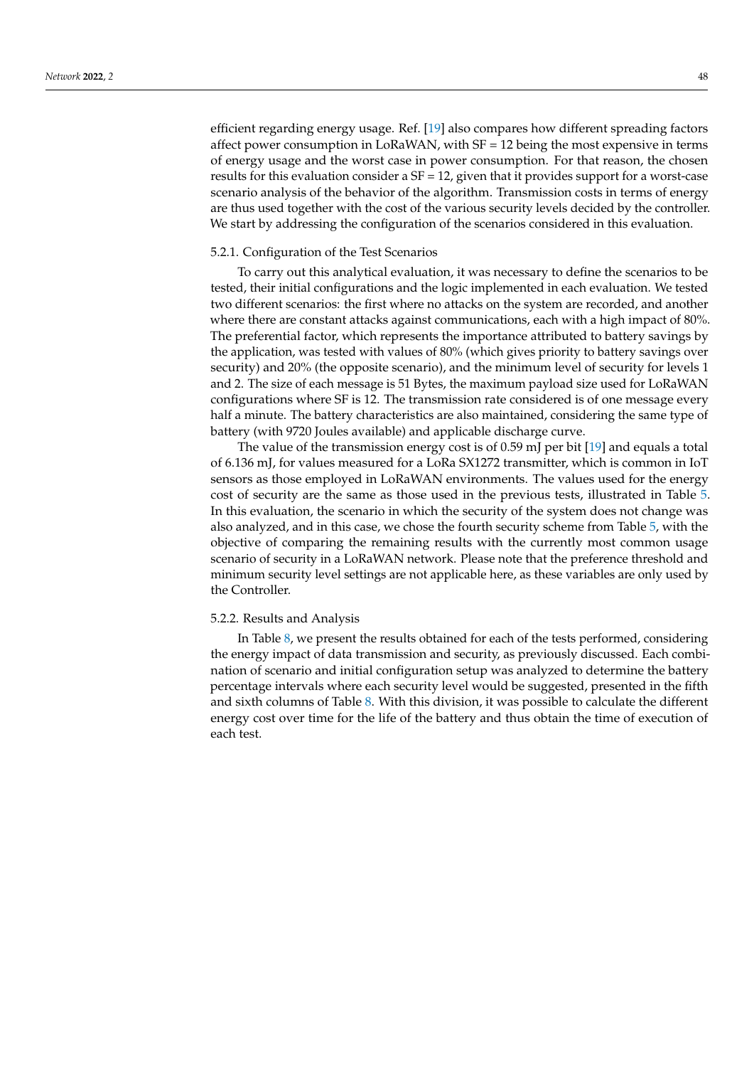efficient regarding energy usage. Ref. [19] also compares how different spreading factors affect power consumption in LoRaWAN, with SF = 12 being the most expensive in terms of energy usage and the worst case in power consumption. For that reason, the chosen results for this evaluation consider a SF = 12, given that it provides support for a worst-case scenario analysis of the behavior of the algorithm. Transmission costs in terms of energy are thus used together with the cost of the various security levels decided by the controller. We start by addressing the configuration of the scenarios considered in this evaluation.

### 5.2.1. Configuration of the Test Scenarios

To carry out this analytical evaluation, it was necessary to define the scenarios to be tested, their initial configurations and the logic implemented in each evaluation. We tested two different scenarios: the first where no attacks on the system are recorded, and another where there are constant attacks against communications, each with a high impact of 80%. The preferential factor, which represents the importance attributed to battery savings by the application, was tested with values of 80% (which gives priority to battery savings over security) and 20% (the opposite scenario), and the minimum level of security for levels 1 and 2. The size of each message is 51 Bytes, the maximum payload size used for LoRaWAN configurations where SF is 12. The transmission rate considered is of one message every half a minute. The battery characteristics are also maintained, considering the same type of battery (with 9720 Joules available) and applicable discharge curve.

The value of the transmission energy cost is of 0.59 mJ per bit [19] and equals a total of 6.136 mJ, for values measured for a LoRa SX1272 transmitter, which is common in IoT sensors as those employed in LoRaWAN environments. The values used for the energy cost of security are the same as those used in the previous tests, illustrated in Table 5. In this evaluation, the scenario in which the security of the system does not change was also analyzed, and in this case, we chose the fourth security scheme from Table 5, with the objective of comparing the remaining results with the currently most common usage scenario of security in a LoRaWAN network. Please note that the preference threshold and minimum security level settings are not applicable here, as these variables are only used by the Controller.

### 5.2.2. Results and Analysis

In Table 8, we present the results obtained for each of the tests performed, considering the energy impact of data transmission and security, as previously discussed. Each combination of scenario and initial configuration setup was analyzed to determine the battery percentage intervals where each security level would be suggested, presented in the fifth and sixth columns of Table 8. With this division, it was possible to calculate the different energy cost over time for the life of the battery and thus obtain the time of execution of each test.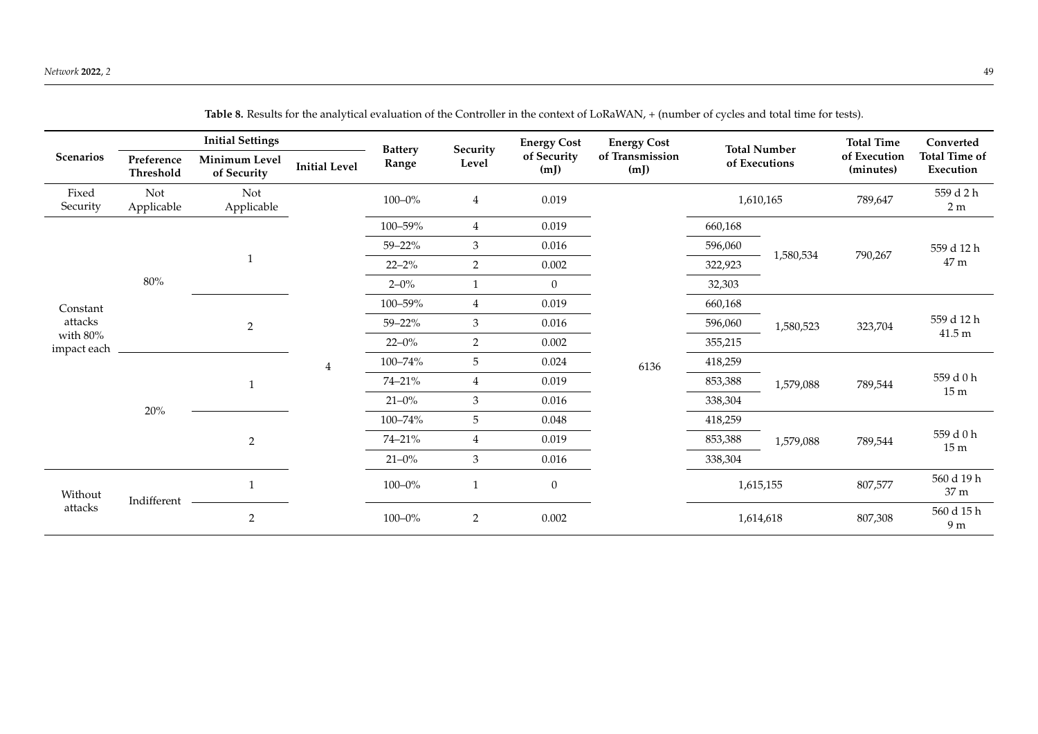**Table 8.** Results for the analytical evaluation of the Controller in the context of LoRaWAN, + (number of cycles and total time for tests).

| Scenarios | Initial Settings | | | Battery Range | Security Level | Energy Cost of Security (mJ) | Energy Cost of Transmission (mJ) | Total Number of Executions | | Total Time of Execution (minutes) | Converted Total Time of Execution |
|---|---|---|---|---|---|---|---|---|---|---|---|
| | Preference Threshold | Minimum Level of Security | Initial Level | | | | | | | | |
| Fixed Security | Not Applicable | Not Applicable | 4 | 100–0% | 4 | 0.019 | 6136 | 1,610,165 | | 789,647 | 559 d 2 h 2 m |
| Constant attacks with 80% impact each | 80% | 1 | 4 | 100–59% | 4 | 0.019 | 6136 | 660,168 | 1,580,534 | 790,267 | 559 d 12 h 47 m |
| | | | | 59–22% | 3 | 0.016 | | 596,060 | | | |
| | | | | 22–2% | 2 | 0.002 | | 322,923 | | | |
| | | | | 2–0% | 1 | 0 | | 32,303 | | | |
| | | 2 | | 100–59% | 4 | 0.019 | | 660,168 | 1,580,523 | 323,704 | 559 d 12 h 41.5 m |
| | | | | 59–22% | 3 | 0.016 | | 596,060 | | | |
| | | | | 22–0% | 2 | 0.002 | | 355,215 | | | |
| | 20% | 1 | | 100–74% | 5 | 0.024 | | 418,259 | 1,579,088 | 789,544 | 559 d 0 h 15 m |
| | | | | 74–21% | 4 | 0.019 | | 853,388 | | | |
| | | | | 21–0% | 3 | 0.016 | | 338,304 | | | |
| | | 2 | | 100–74% | 5 | 0.048 | | 418,259 | 1,579,088 | 789,544 | 559 d 0 h 15 m |
| | | | | 74–21% | 4 | 0.019 | | 853,388 | | | |
| | | | | 21–0% | 3 | 0.016 | | 338,304 | | | |
| Without attacks | Indifferent | 1 | | 100–0% | 1 | 0 | | 1,615,155 | | 807,577 | 560 d 19 h 37 m |
| | | 2 | | 100–0% | 2 | 0.002 | | 1,614,618 | | 807,308 | 560 d 15 h 9 m |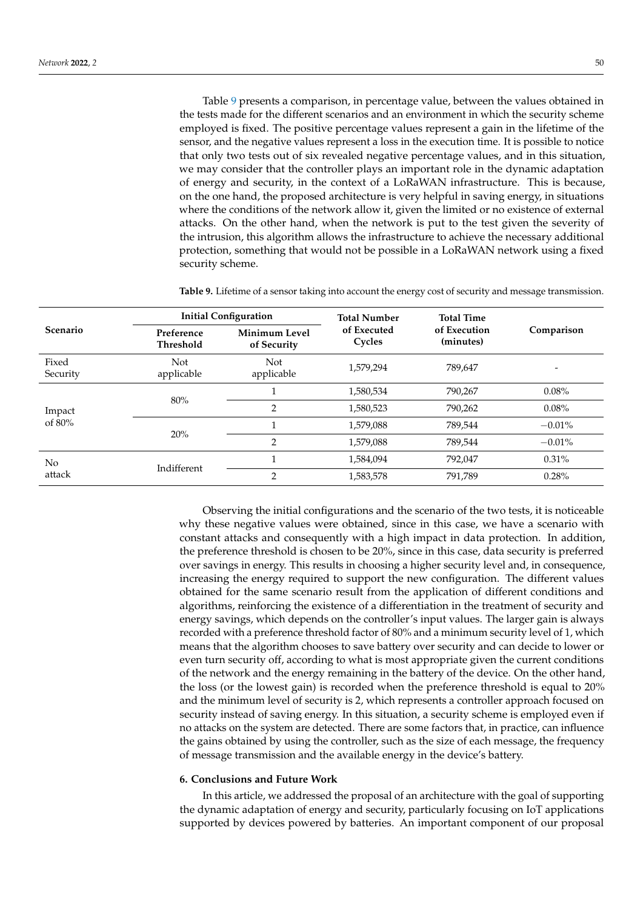Table 9 presents a comparison, in percentage value, between the values obtained in the tests made for the different scenarios and an environment in which the security scheme employed is fixed. The positive percentage values represent a gain in the lifetime of the sensor, and the negative values represent a loss in the execution time. It is possible to notice that only two tests out of six revealed negative percentage values, and in this situation, we may consider that the controller plays an important role in the dynamic adaptation of energy and security, in the context of a LoRaWAN infrastructure. This is because, on the one hand, the proposed architecture is very helpful in saving energy, in situations where the conditions of the network allow it, given the limited or no existence of external attacks. On the other hand, when the network is put to the test given the severity of the intrusion, this algorithm allows the infrastructure to achieve the necessary additional protection, something that would not be possible in a LoRaWAN network using a fixed security scheme.

**Table 9.** Lifetime of a sensor taking into account the energy cost of security and message transmission.

| Scenario | Initial Configuration | | Total Number of Executed Cycles | Total Time of Execution (minutes) | Comparison |
|---|---|---|---|---|---|
| | Preference Threshold | Minimum Level of Security | | | |
| Fixed Security | Not applicable | Not applicable | 1,579,294 | 789,647 | - |
| Impact of 80% | 80% | 1 | 1,580,534 | 790,267 | 0.08% |
| | | 2 | 1,580,523 | 790,262 | 0.08% |
| | 20% | 1 | 1,579,088 | 789,544 | −0.01% |
| | | 2 | 1,579,088 | 789,544 | −0.01% |
| No attack | Indifferent | 1 | 1,584,094 | 792,047 | 0.31% |
| | | 2 | 1,583,578 | 791,789 | 0.28% |

Observing the initial configurations and the scenario of the two tests, it is noticeable why these negative values were obtained, since in this case, we have a scenario with constant attacks and consequently with a high impact in data protection. In addition, the preference threshold is chosen to be 20%, since in this case, data security is preferred over savings in energy. This results in choosing a higher security level and, in consequence, increasing the energy required to support the new configuration. The different values obtained for the same scenario result from the application of different conditions and algorithms, reinforcing the existence of a differentiation in the treatment of security and energy savings, which depends on the controller's input values. The larger gain is always recorded with a preference threshold factor of 80% and a minimum security level of 1, which means that the algorithm chooses to save battery over security and can decide to lower or even turn security off, according to what is most appropriate given the current conditions of the network and the energy remaining in the battery of the device. On the other hand, the loss (or the lowest gain) is recorded when the preference threshold is equal to 20% and the minimum level of security is 2, which represents a controller approach focused on security instead of saving energy. In this situation, a security scheme is employed even if no attacks on the system are detected. There are some factors that, in practice, can influence the gains obtained by using the controller, such as the size of each message, the frequency of message transmission and the available energy in the device's battery.

## 6. Conclusions and Future Work

In this article, we addressed the proposal of an architecture with the goal of supporting the dynamic adaptation of energy and security, particularly focusing on IoT applications supported by devices powered by batteries. An important component of our proposal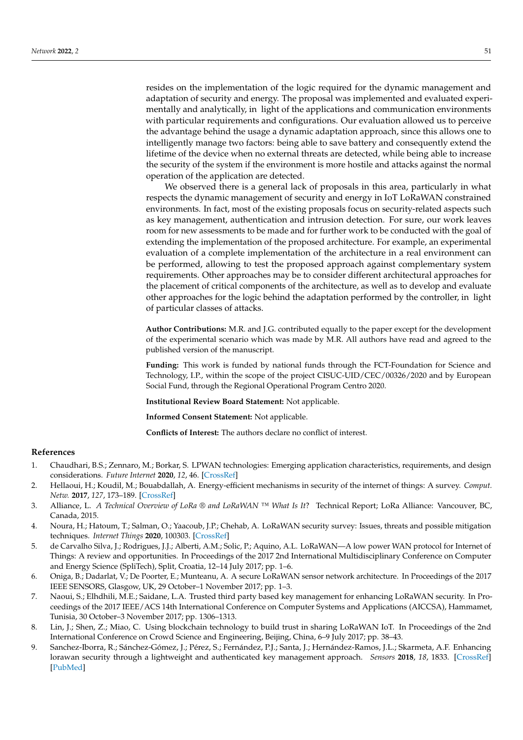resides on the implementation of the logic required for the dynamic management and adaptation of security and energy. The proposal was implemented and evaluated experimentally and analytically, in light of the applications and communication environments with particular requirements and configurations. Our evaluation allowed us to perceive the advantage behind the usage a dynamic adaptation approach, since this allows one to intelligently manage two factors: being able to save battery and consequently extend the lifetime of the device when no external threats are detected, while being able to increase the security of the system if the environment is more hostile and attacks against the normal operation of the application are detected.

We observed there is a general lack of proposals in this area, particularly in what respects the dynamic management of security and energy in IoT LoRaWAN constrained environments. In fact, most of the existing proposals focus on security-related aspects such as key management, authentication and intrusion detection. For sure, our work leaves room for new assessments to be made and for further work to be conducted with the goal of extending the implementation of the proposed architecture. For example, an experimental evaluation of a complete implementation of the architecture in a real environment can be performed, allowing to test the proposed approach against complementary system requirements. Other approaches may be to consider different architectural approaches for the placement of critical components of the architecture, as well as to develop and evaluate other approaches for the logic behind the adaptation performed by the controller, in light of particular classes of attacks.

**Author Contributions:** M.R. and J.G. contributed equally to the paper except for the development of the experimental scenario which was made by M.R. All authors have read and agreed to the published version of the manuscript.

**Funding:** This work is funded by national funds through the FCT-Foundation for Science and Technology, I.P., within the scope of the project CISUC-UID/CEC/00326/2020 and by European Social Fund, through the Regional Operational Program Centro 2020.

**Institutional Review Board Statement:** Not applicable.

**Informed Consent Statement:** Not applicable.

**Conflicts of Interest:** The authors declare no conflict of interest.

## References

1. Chaudhari, B.S.; Zennaro, M.; Borkar, S. LPWAN technologies: Emerging application characteristics, requirements, and design considerations. *Future Internet* **2020**, *12*, 46. [CrossRef]
2. Hellaoui, H.; Koudil, M.; Bouabdallah, A. Energy-efficient mechanisms in security of the internet of things: A survey. *Comput. Netw.* **2017**, *127*, 173–189. [CrossRef]
3. Alliance, L. *A Technical Overview of LoRa ® and LoRaWAN ™ What Is It?* Technical Report; LoRa Alliance: Vancouver, BC, Canada, 2015.
4. Noura, H.; Hatoum, T.; Salman, O.; Yaacoub, J.P.; Chehab, A. LoRaWAN security survey: Issues, threats and possible mitigation techniques. *Internet Things* **2020**, 100303. [CrossRef]
5. de Carvalho Silva, J.; Rodrigues, J.J.; Alberti, A.M.; Solic, P.; Aquino, A.L. LoRaWAN—A low power WAN protocol for Internet of Things: A review and opportunities. In Proceedings of the 2017 2nd International Multidisciplinary Conference on Computer and Energy Science (SpliTech), Split, Croatia, 12–14 July 2017; pp. 1–6.
6. Oniga, B.; Dadarlat, V.; De Poorter, E.; Munteanu, A. A secure LoRaWAN sensor network architecture. In Proceedings of the 2017 IEEE SENSORS, Glasgow, UK, 29 October–1 November 2017; pp. 1–3.
7. Naoui, S.; Elhdhili, M.E.; Saidane, L.A. Trusted third party based key management for enhancing LoRaWAN security. In Proceedings of the 2017 IEEE/ACS 14th International Conference on Computer Systems and Applications (AICCSA), Hammamet, Tunisia, 30 October–3 November 2017; pp. 1306–1313.
8. Lin, J.; Shen, Z.; Miao, C. Using blockchain technology to build trust in sharing LoRaWAN IoT. In Proceedings of the 2nd International Conference on Crowd Science and Engineering, Beijing, China, 6–9 July 2017; pp. 38–43.
9. Sanchez-Iborra, R.; Sánchez-Gómez, J.; Pérez, S.; Fernández, P.J.; Santa, J.; Hernández-Ramos, J.L.; Skarmeta, A.F. Enhancing lorawan security through a lightweight and authenticated key management approach. *Sensors* **2018**, *18*, 1833. [CrossRef] [PubMed]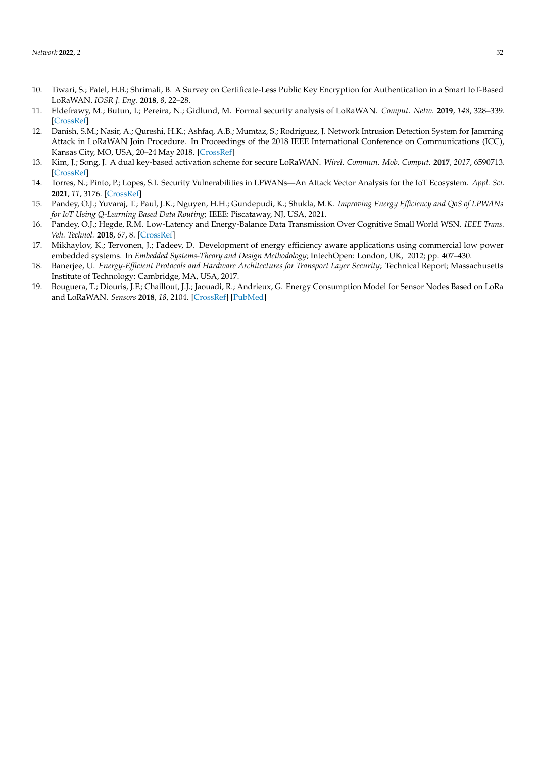10. Tiwari, S.; Patel, H.B.; Shrimali, B. A Survey on Certificate-Less Public Key Encryption for Authentication in a Smart IoT-Based LoRaWAN. *IOSR J. Eng.* **2018**, *8*, 22–28.
11. Eldefrawy, M.; Butun, I.; Pereira, N.; Gidlund, M. Formal security analysis of LoRaWAN. *Comput. Netw.* **2019**, *148*, 328–339. [CrossRef]
12. Danish, S.M.; Nasir, A.; Qureshi, H.K.; Ashfaq, A.B.; Mumtaz, S.; Rodriguez, J. Network Intrusion Detection System for Jamming Attack in LoRaWAN Join Procedure. In Proceedings of the 2018 IEEE International Conference on Communications (ICC), Kansas City, MO, USA, 20–24 May 2018. [CrossRef]
13. Kim, J.; Song, J. A dual key-based activation scheme for secure LoRaWAN. *Wirel. Commun. Mob. Comput.* **2017**, *2017*, 6590713. [CrossRef]
14. Torres, N.; Pinto, P.; Lopes, S.I. Security Vulnerabilities in LPWANs—An Attack Vector Analysis for the IoT Ecosystem. *Appl. Sci.* **2021**, *11*, 3176. [CrossRef]
15. Pandey, O.J.; Yuvaraj, T.; Paul, J.K.; Nguyen, H.H.; Gundepudi, K.; Shukla, M.K. *Improving Energy Efficiency and QoS of LPWANs for IoT Using Q-Learning Based Data Routing*; IEEE: Piscataway, NJ, USA, 2021.
16. Pandey, O.J.; Hegde, R.M. Low-Latency and Energy-Balance Data Transmission Over Cognitive Small World WSN. *IEEE Trans. Veh. Technol.* **2018**, *67*, 8. [CrossRef]
17. Mikhaylov, K.; Tervonen, J.; Fadeev, D. Development of energy efficiency aware applications using commercial low power embedded systems. In *Embedded Systems-Theory and Design Methodology*; IntechOpen: London, UK, 2012; pp. 407–430.
18. Banerjee, U. *Energy-Efficient Protocols and Hardware Architectures for Transport Layer Security*; Technical Report; Massachusetts Institute of Technology: Cambridge, MA, USA, 2017.
19. Bouguera, T.; Diouris, J.F.; Chaillout, J.J.; Jaouadi, R.; Andrieux, G. Energy Consumption Model for Sensor Nodes Based on LoRa and LoRaWAN. *Sensors* **2018**, *18*, 2104. [CrossRef] [PubMed]